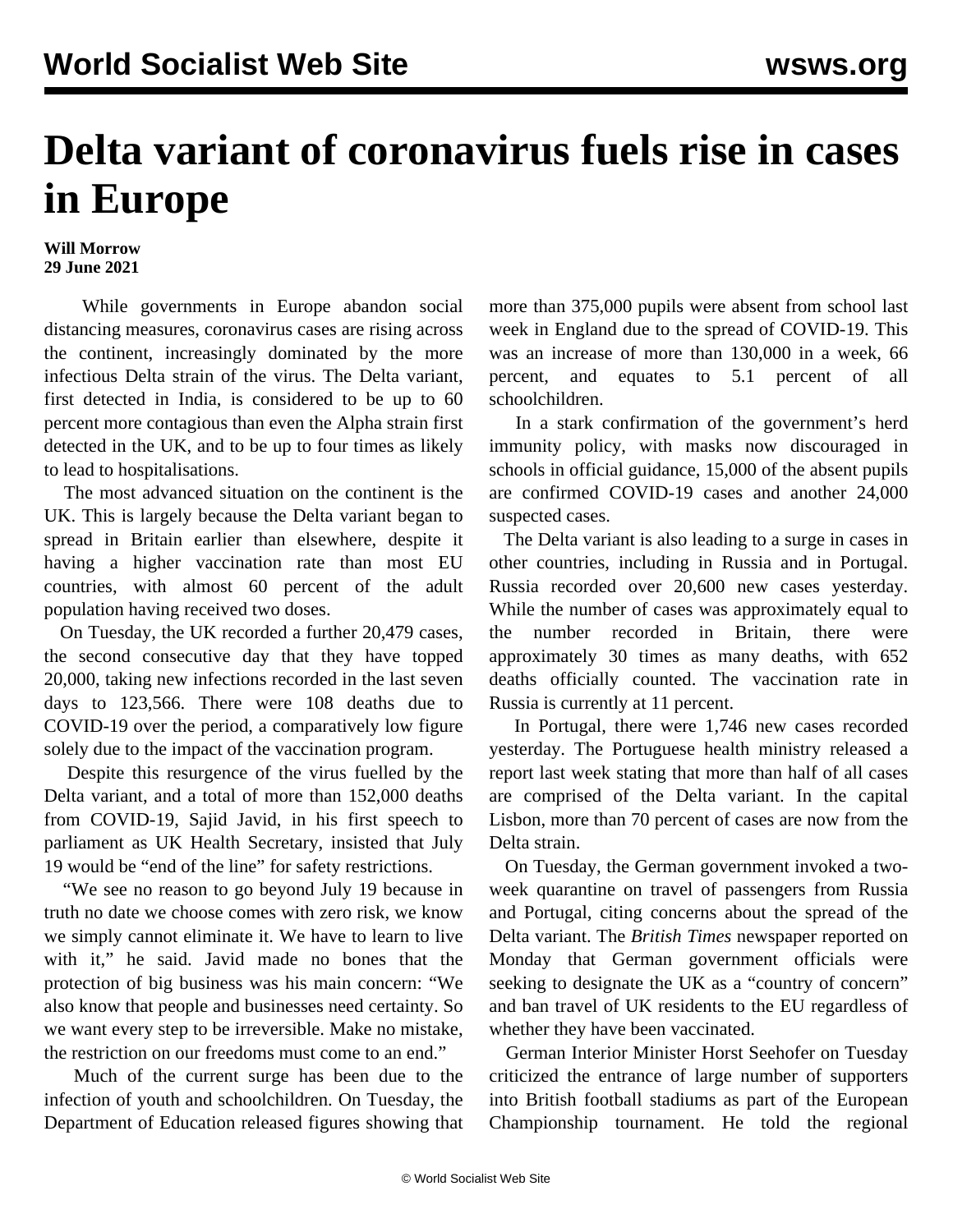# Delta variant of coronavirus fuels rise in cases in Europe

**Will Morrow**
**29 June 2021**

While governments in Europe abandon social distancing measures, coronavirus cases are rising across the continent, increasingly dominated by the more infectious Delta strain of the virus. The Delta variant, first detected in India, is considered to be up to 60 percent more contagious than even the Alpha strain first detected in the UK, and to be up to four times as likely to lead to hospitalisations.

The most advanced situation on the continent is the UK. This is largely because the Delta variant began to spread in Britain earlier than elsewhere, despite it having a higher vaccination rate than most EU countries, with almost 60 percent of the adult population having received two doses.

On Tuesday, the UK recorded a further 20,479 cases, the second consecutive day that they have topped 20,000, taking new infections recorded in the last seven days to 123,566. There were 108 deaths due to COVID-19 over the period, a comparatively low figure solely due to the impact of the vaccination program.

Despite this resurgence of the virus fuelled by the Delta variant, and a total of more than 152,000 deaths from COVID-19, Sajid Javid, in his first speech to parliament as UK Health Secretary, insisted that July 19 would be "end of the line" for safety restrictions.

"We see no reason to go beyond July 19 because in truth no date we choose comes with zero risk, we know we simply cannot eliminate it. We have to learn to live with it," he said. Javid made no bones that the protection of big business was his main concern: "We also know that people and businesses need certainty. So we want every step to be irreversible. Make no mistake, the restriction on our freedoms must come to an end."

Much of the current surge has been due to the infection of youth and schoolchildren. On Tuesday, the Department of Education released figures showing that more than 375,000 pupils were absent from school last week in England due to the spread of COVID-19. This was an increase of more than 130,000 in a week, 66 percent, and equates to 5.1 percent of all schoolchildren.

In a stark confirmation of the government's herd immunity policy, with masks now discouraged in schools in official guidance, 15,000 of the absent pupils are confirmed COVID-19 cases and another 24,000 suspected cases.

The Delta variant is also leading to a surge in cases in other countries, including in Russia and in Portugal. Russia recorded over 20,600 new cases yesterday. While the number of cases was approximately equal to the number recorded in Britain, there were approximately 30 times as many deaths, with 652 deaths officially counted. The vaccination rate in Russia is currently at 11 percent.

In Portugal, there were 1,746 new cases recorded yesterday. The Portuguese health ministry released a report last week stating that more than half of all cases are comprised of the Delta variant. In the capital Lisbon, more than 70 percent of cases are now from the Delta strain.

On Tuesday, the German government invoked a two-week quarantine on travel of passengers from Russia and Portugal, citing concerns about the spread of the Delta variant. The *British Times* newspaper reported on Monday that German government officials were seeking to designate the UK as a "country of concern" and ban travel of UK residents to the EU regardless of whether they have been vaccinated.

German Interior Minister Horst Seehofer on Tuesday criticized the entrance of large number of supporters into British football stadiums as part of the European Championship tournament. He told the regional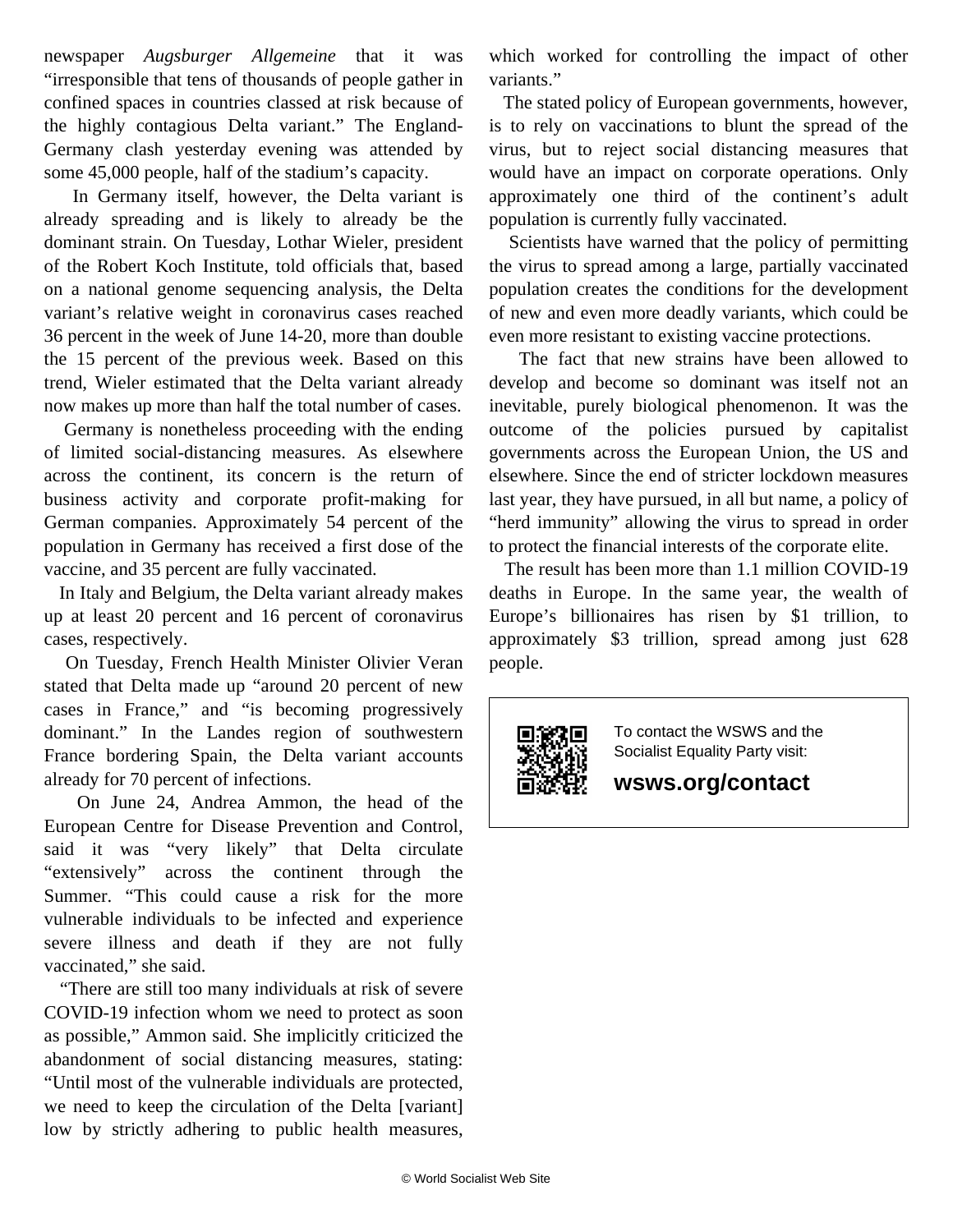newspaper *Augsburger Allgemeine* that it was "irresponsible that tens of thousands of people gather in confined spaces in countries classed at risk because of the highly contagious Delta variant." The England-Germany clash yesterday evening was attended by some 45,000 people, half of the stadium's capacity.

In Germany itself, however, the Delta variant is already spreading and is likely to already be the dominant strain. On Tuesday, Lothar Wieler, president of the Robert Koch Institute, told officials that, based on a national genome sequencing analysis, the Delta variant's relative weight in coronavirus cases reached 36 percent in the week of June 14-20, more than double the 15 percent of the previous week. Based on this trend, Wieler estimated that the Delta variant already now makes up more than half the total number of cases.

Germany is nonetheless proceeding with the ending of limited social-distancing measures. As elsewhere across the continent, its concern is the return of business activity and corporate profit-making for German companies. Approximately 54 percent of the population in Germany has received a first dose of the vaccine, and 35 percent are fully vaccinated.

In Italy and Belgium, the Delta variant already makes up at least 20 percent and 16 percent of coronavirus cases, respectively.

On Tuesday, French Health Minister Olivier Veran stated that Delta made up "around 20 percent of new cases in France," and "is becoming progressively dominant." In the Landes region of southwestern France bordering Spain, the Delta variant accounts already for 70 percent of infections.

On June 24, Andrea Ammon, the head of the European Centre for Disease Prevention and Control, said it was "very likely" that Delta circulate "extensively" across the continent through the Summer. "This could cause a risk for the more vulnerable individuals to be infected and experience severe illness and death if they are not fully vaccinated," she said.

"There are still too many individuals at risk of severe COVID-19 infection whom we need to protect as soon as possible," Ammon said. She implicitly criticized the abandonment of social distancing measures, stating: "Until most of the vulnerable individuals are protected, we need to keep the circulation of the Delta [variant] low by strictly adhering to public health measures, which worked for controlling the impact of other variants."

The stated policy of European governments, however, is to rely on vaccinations to blunt the spread of the virus, but to reject social distancing measures that would have an impact on corporate operations. Only approximately one third of the continent's adult population is currently fully vaccinated.

Scientists have warned that the policy of permitting the virus to spread among a large, partially vaccinated population creates the conditions for the development of new and even more deadly variants, which could be even more resistant to existing vaccine protections.

The fact that new strains have been allowed to develop and become so dominant was itself not an inevitable, purely biological phenomenon. It was the outcome of the policies pursued by capitalist governments across the European Union, the US and elsewhere. Since the end of stricter lockdown measures last year, they have pursued, in all but name, a policy of "herd immunity" allowing the virus to spread in order to protect the financial interests of the corporate elite.

The result has been more than 1.1 million COVID-19 deaths in Europe. In the same year, the wealth of Europe's billionaires has risen by $1 trillion, to approximately $3 trillion, spread among just 628 people.

To contact the WSWS and the Socialist Equality Party visit:

**wsws.org/contact**